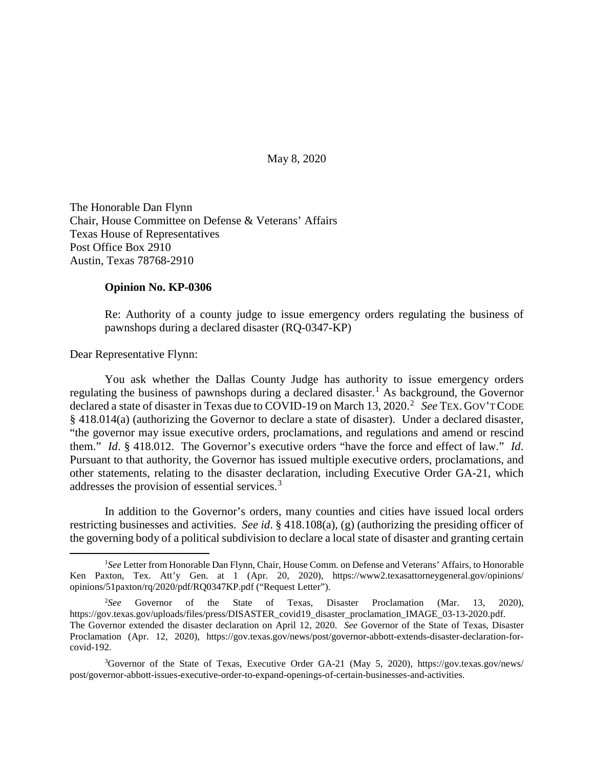May 8, 2020

The Honorable Dan Flynn
Chair, House Committee on Defense & Veterans' Affairs
Texas House of Representatives
Post Office Box 2910
Austin, Texas 78768-2910

**Opinion No. KP-0306**

Re: Authority of a county judge to issue emergency orders regulating the business of pawnshops during a declared disaster (RQ-0347-KP)

Dear Representative Flynn:

You ask whether the Dallas County Judge has authority to issue emergency orders regulating the business of pawnshops during a declared disaster.[1] As background, the Governor declared a state of disaster in Texas due to COVID-19 on March 13, 2020.[2] *See* TEX. GOV'T CODE § 418.014(a) (authorizing the Governor to declare a state of disaster). Under a declared disaster, "the governor may issue executive orders, proclamations, and regulations and amend or rescind them." *Id*. § 418.012. The Governor's executive orders "have the force and effect of law." *Id*. Pursuant to that authority, the Governor has issued multiple executive orders, proclamations, and other statements, relating to the disaster declaration, including Executive Order GA-21, which addresses the provision of essential services.[3]

In addition to the Governor's orders, many counties and cities have issued local orders restricting businesses and activities. *See id*. § 418.108(a), (g) (authorizing the presiding officer of the governing body of a political subdivision to declare a local state of disaster and granting certain

---

[1]*See* Letter from Honorable Dan Flynn, Chair, House Comm. on Defense and Veterans' Affairs, to Honorable Ken Paxton, Tex. Att'y Gen. at 1 (Apr. 20, 2020), https://www2.texasattorneygeneral.gov/opinions/opinions/51paxton/rq/2020/pdf/RQ0347KP.pdf ("Request Letter").

[2]*See* Governor of the State of Texas, Disaster Proclamation (Mar. 13, 2020), https://gov.texas.gov/uploads/files/press/DISASTER_covid19_disaster_proclamation_IMAGE_03-13-2020.pdf. The Governor extended the disaster declaration on April 12, 2020. *See* Governor of the State of Texas, Disaster Proclamation (Apr. 12, 2020), https://gov.texas.gov/news/post/governor-abbott-extends-disaster-declaration-for-covid-192.

[3]Governor of the State of Texas, Executive Order GA-21 (May 5, 2020), https://gov.texas.gov/news/post/governor-abbott-issues-executive-order-to-expand-openings-of-certain-businesses-and-activities.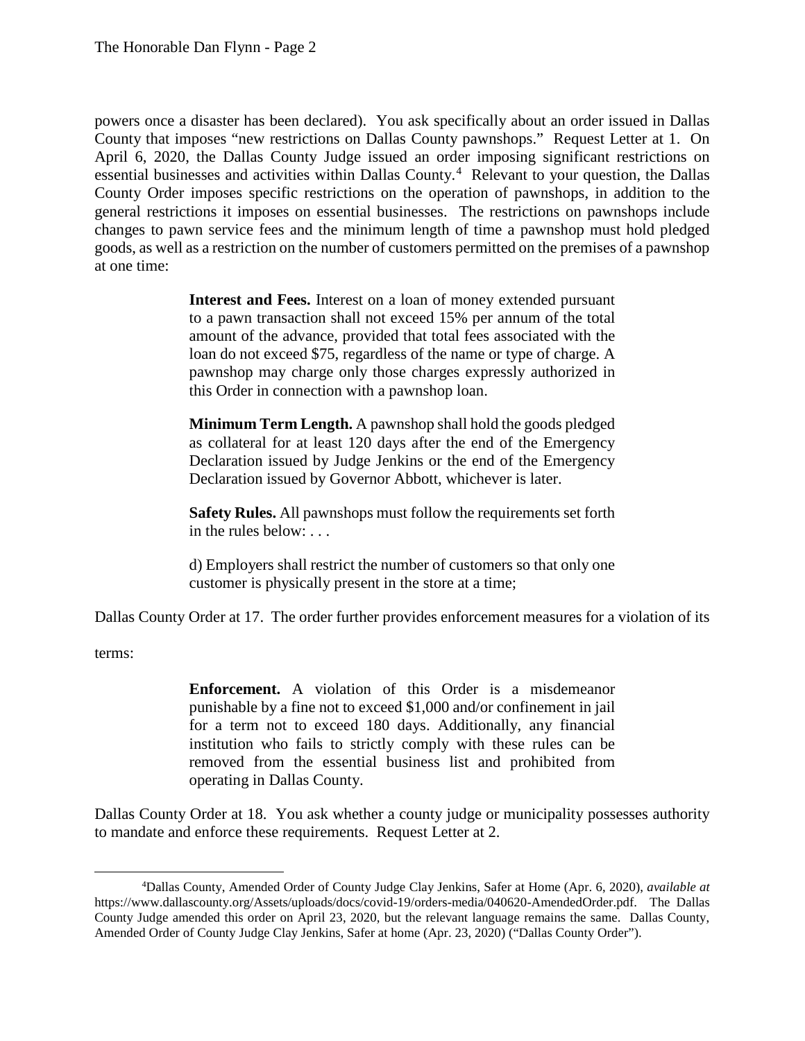powers once a disaster has been declared). You ask specifically about an order issued in Dallas County that imposes "new restrictions on Dallas County pawnshops." Request Letter at 1. On April 6, 2020, the Dallas County Judge issued an order imposing significant restrictions on essential businesses and activities within Dallas County.[4] Relevant to your question, the Dallas County Order imposes specific restrictions on the operation of pawnshops, in addition to the general restrictions it imposes on essential businesses. The restrictions on pawnshops include changes to pawn service fees and the minimum length of time a pawnshop must hold pledged goods, as well as a restriction on the number of customers permitted on the premises of a pawnshop at one time:

> **Interest and Fees.** Interest on a loan of money extended pursuant to a pawn transaction shall not exceed 15% per annum of the total amount of the advance, provided that total fees associated with the loan do not exceed $75, regardless of the name or type of charge. A pawnshop may charge only those charges expressly authorized in this Order in connection with a pawnshop loan.
>
> **Minimum Term Length.** A pawnshop shall hold the goods pledged as collateral for at least 120 days after the end of the Emergency Declaration issued by Judge Jenkins or the end of the Emergency Declaration issued by Governor Abbott, whichever is later.
>
> **Safety Rules.** All pawnshops must follow the requirements set forth in the rules below: . . .
>
> d) Employers shall restrict the number of customers so that only one customer is physically present in the store at a time;

Dallas County Order at 17. The order further provides enforcement measures for a violation of its terms:

> **Enforcement.** A violation of this Order is a misdemeanor punishable by a fine not to exceed $1,000 and/or confinement in jail for a term not to exceed 180 days. Additionally, any financial institution who fails to strictly comply with these rules can be removed from the essential business list and prohibited from operating in Dallas County.

Dallas County Order at 18. You ask whether a county judge or municipality possesses authority to mandate and enforce these requirements. Request Letter at 2.

---

[4] Dallas County, Amended Order of County Judge Clay Jenkins, Safer at Home (Apr. 6, 2020), *available at* https://www.dallascounty.org/Assets/uploads/docs/covid-19/orders-media/040620-AmendedOrder.pdf. The Dallas County Judge amended this order on April 23, 2020, but the relevant language remains the same. Dallas County, Amended Order of County Judge Clay Jenkins, Safer at home (Apr. 23, 2020) ("Dallas County Order").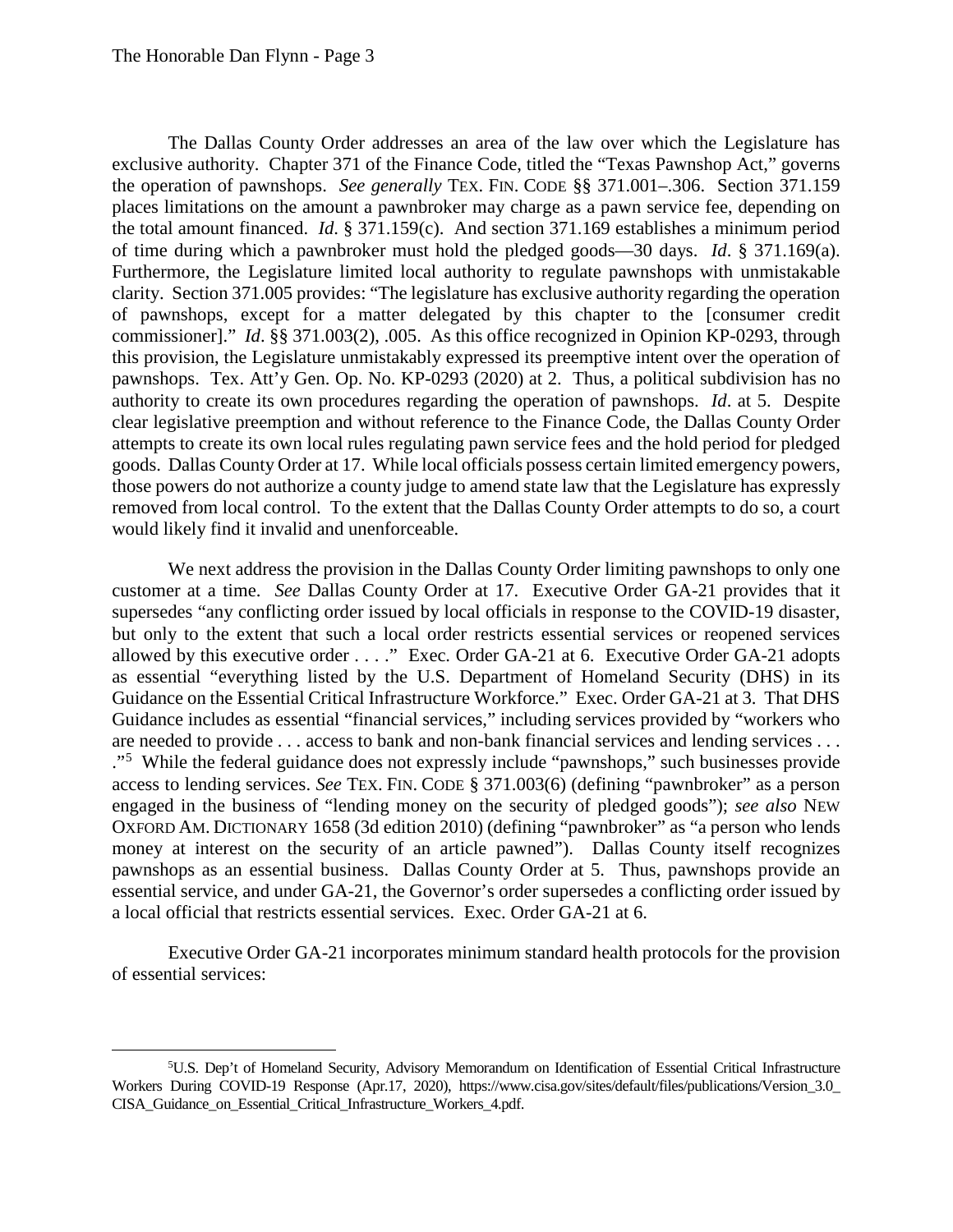The Dallas County Order addresses an area of the law over which the Legislature has exclusive authority. Chapter 371 of the Finance Code, titled the "Texas Pawnshop Act," governs the operation of pawnshops. *See generally* TEX. FIN. CODE §§ 371.001–.306. Section 371.159 places limitations on the amount a pawnbroker may charge as a pawn service fee, depending on the total amount financed. *Id*. § 371.159(c). And section 371.169 establishes a minimum period of time during which a pawnbroker must hold the pledged goods—30 days. *Id*. § 371.169(a). Furthermore, the Legislature limited local authority to regulate pawnshops with unmistakable clarity. Section 371.005 provides: "The legislature has exclusive authority regarding the operation of pawnshops, except for a matter delegated by this chapter to the [consumer credit commissioner]." *Id*. §§ 371.003(2), .005. As this office recognized in Opinion KP-0293, through this provision, the Legislature unmistakably expressed its preemptive intent over the operation of pawnshops. Tex. Att'y Gen. Op. No. KP-0293 (2020) at 2. Thus, a political subdivision has no authority to create its own procedures regarding the operation of pawnshops. *Id*. at 5. Despite clear legislative preemption and without reference to the Finance Code, the Dallas County Order attempts to create its own local rules regulating pawn service fees and the hold period for pledged goods. Dallas County Order at 17. While local officials possess certain limited emergency powers, those powers do not authorize a county judge to amend state law that the Legislature has expressly removed from local control. To the extent that the Dallas County Order attempts to do so, a court would likely find it invalid and unenforceable.

We next address the provision in the Dallas County Order limiting pawnshops to only one customer at a time. *See* Dallas County Order at 17. Executive Order GA-21 provides that it supersedes "any conflicting order issued by local officials in response to the COVID-19 disaster, but only to the extent that such a local order restricts essential services or reopened services allowed by this executive order . . . ." Exec. Order GA-21 at 6. Executive Order GA-21 adopts as essential "everything listed by the U.S. Department of Homeland Security (DHS) in its Guidance on the Essential Critical Infrastructure Workforce." Exec. Order GA-21 at 3. That DHS Guidance includes as essential "financial services," including services provided by "workers who are needed to provide . . . access to bank and non-bank financial services and lending services . . . ."[5] While the federal guidance does not expressly include "pawnshops," such businesses provide access to lending services. *See* TEX. FIN. CODE § 371.003(6) (defining "pawnbroker" as a person engaged in the business of "lending money on the security of pledged goods"); *see also* NEW OXFORD AM. DICTIONARY 1658 (3d edition 2010) (defining "pawnbroker" as "a person who lends money at interest on the security of an article pawned"). Dallas County itself recognizes pawnshops as an essential business. Dallas County Order at 5. Thus, pawnshops provide an essential service, and under GA-21, the Governor's order supersedes a conflicting order issued by a local official that restricts essential services. Exec. Order GA-21 at 6.

Executive Order GA-21 incorporates minimum standard health protocols for the provision of essential services:

---

[5] U.S. Dep't of Homeland Security, Advisory Memorandum on Identification of Essential Critical Infrastructure Workers During COVID-19 Response (Apr.17, 2020), https://www.cisa.gov/sites/default/files/publications/Version_3.0_CISA_Guidance_on_Essential_Critical_Infrastructure_Workers_4.pdf.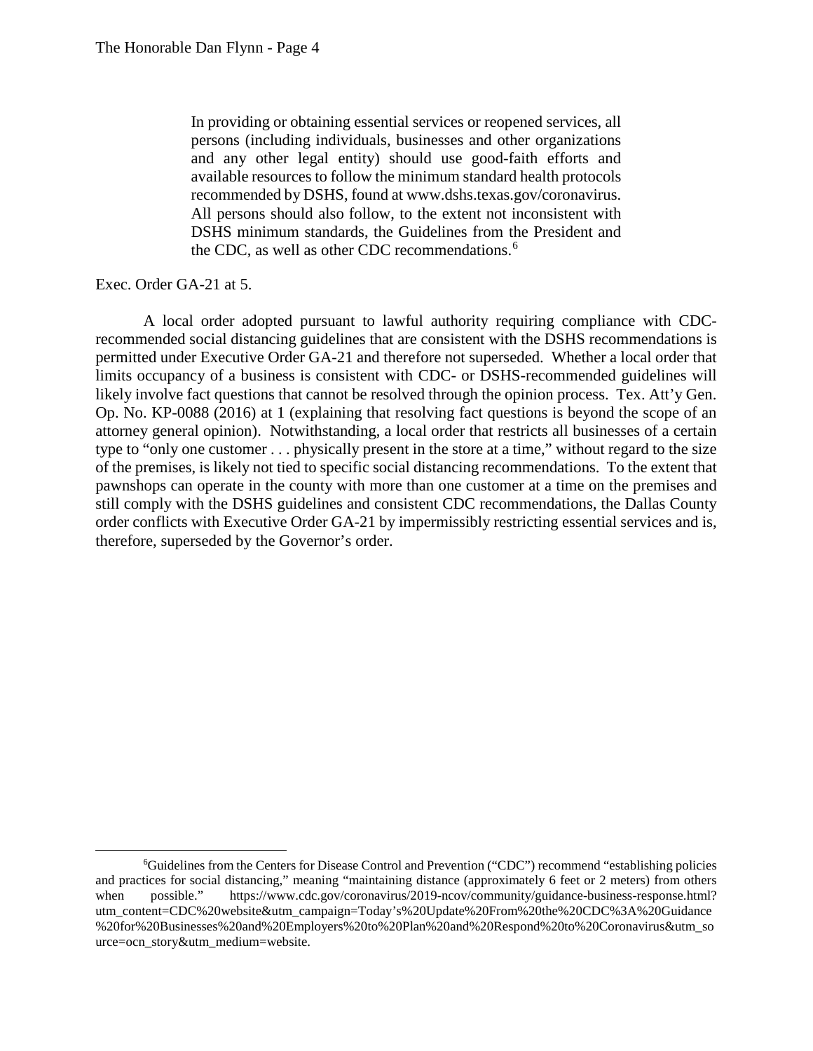> In providing or obtaining essential services or reopened services, all persons (including individuals, businesses and other organizations and any other legal entity) should use good-faith efforts and available resources to follow the minimum standard health protocols recommended by DSHS, found at www.dshs.texas.gov/coronavirus. All persons should also follow, to the extent not inconsistent with DSHS minimum standards, the Guidelines from the President and the CDC, as well as other CDC recommendations.[6]

Exec. Order GA-21 at 5.

A local order adopted pursuant to lawful authority requiring compliance with CDC-recommended social distancing guidelines that are consistent with the DSHS recommendations is permitted under Executive Order GA-21 and therefore not superseded. Whether a local order that limits occupancy of a business is consistent with CDC- or DSHS-recommended guidelines will likely involve fact questions that cannot be resolved through the opinion process. Tex. Att'y Gen. Op. No. KP-0088 (2016) at 1 (explaining that resolving fact questions is beyond the scope of an attorney general opinion). Notwithstanding, a local order that restricts all businesses of a certain type to "only one customer . . . physically present in the store at a time," without regard to the size of the premises, is likely not tied to specific social distancing recommendations. To the extent that pawnshops can operate in the county with more than one customer at a time on the premises and still comply with the DSHS guidelines and consistent CDC recommendations, the Dallas County order conflicts with Executive Order GA-21 by impermissibly restricting essential services and is, therefore, superseded by the Governor's order.

---

[6]Guidelines from the Centers for Disease Control and Prevention ("CDC") recommend "establishing policies and practices for social distancing," meaning "maintaining distance (approximately 6 feet or 2 meters) from others when possible." https://www.cdc.gov/coronavirus/2019-ncov/community/guidance-business-response.html?utm_content=CDC%20website&utm_campaign=Today's%20Update%20From%20the%20CDC%3A%20Guidance%20for%20Businesses%20and%20Employers%20to%20Plan%20and%20Respond%20to%20Coronavirus&utm_source=ocn_story&utm_medium=website.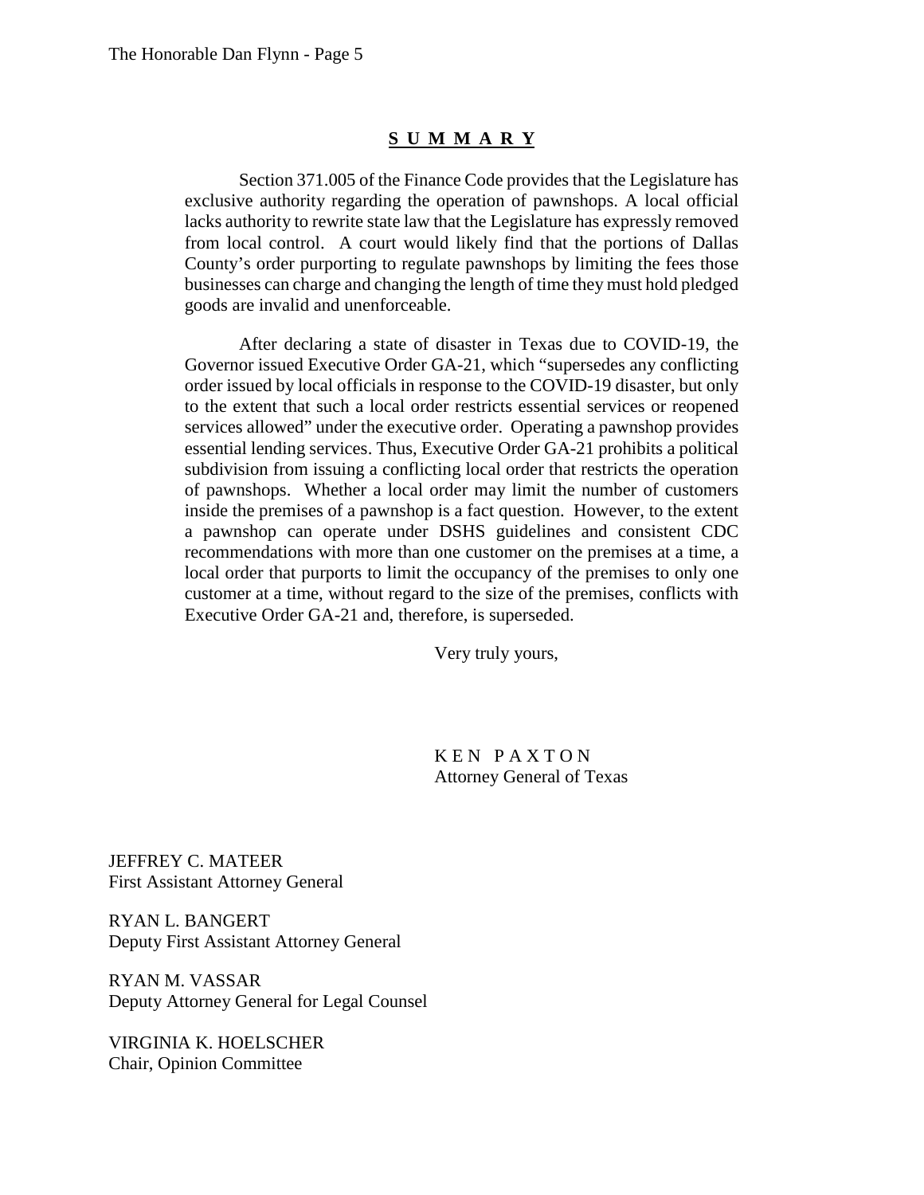## **S U M M A R Y**

Section 371.005 of the Finance Code provides that the Legislature has exclusive authority regarding the operation of pawnshops. A local official lacks authority to rewrite state law that the Legislature has expressly removed from local control. A court would likely find that the portions of Dallas County's order purporting to regulate pawnshops by limiting the fees those businesses can charge and changing the length of time they must hold pledged goods are invalid and unenforceable.

After declaring a state of disaster in Texas due to COVID-19, the Governor issued Executive Order GA-21, which "supersedes any conflicting order issued by local officials in response to the COVID-19 disaster, but only to the extent that such a local order restricts essential services or reopened services allowed" under the executive order. Operating a pawnshop provides essential lending services. Thus, Executive Order GA-21 prohibits a political subdivision from issuing a conflicting local order that restricts the operation of pawnshops. Whether a local order may limit the number of customers inside the premises of a pawnshop is a fact question. However, to the extent a pawnshop can operate under DSHS guidelines and consistent CDC recommendations with more than one customer on the premises at a time, a local order that purports to limit the occupancy of the premises to only one customer at a time, without regard to the size of the premises, conflicts with Executive Order GA-21 and, therefore, is superseded.

Very truly yours,

K E N  P A X T O N
Attorney General of Texas

JEFFREY C. MATEER
First Assistant Attorney General

RYAN L. BANGERT
Deputy First Assistant Attorney General

RYAN M. VASSAR
Deputy Attorney General for Legal Counsel

VIRGINIA K. HOELSCHER
Chair, Opinion Committee